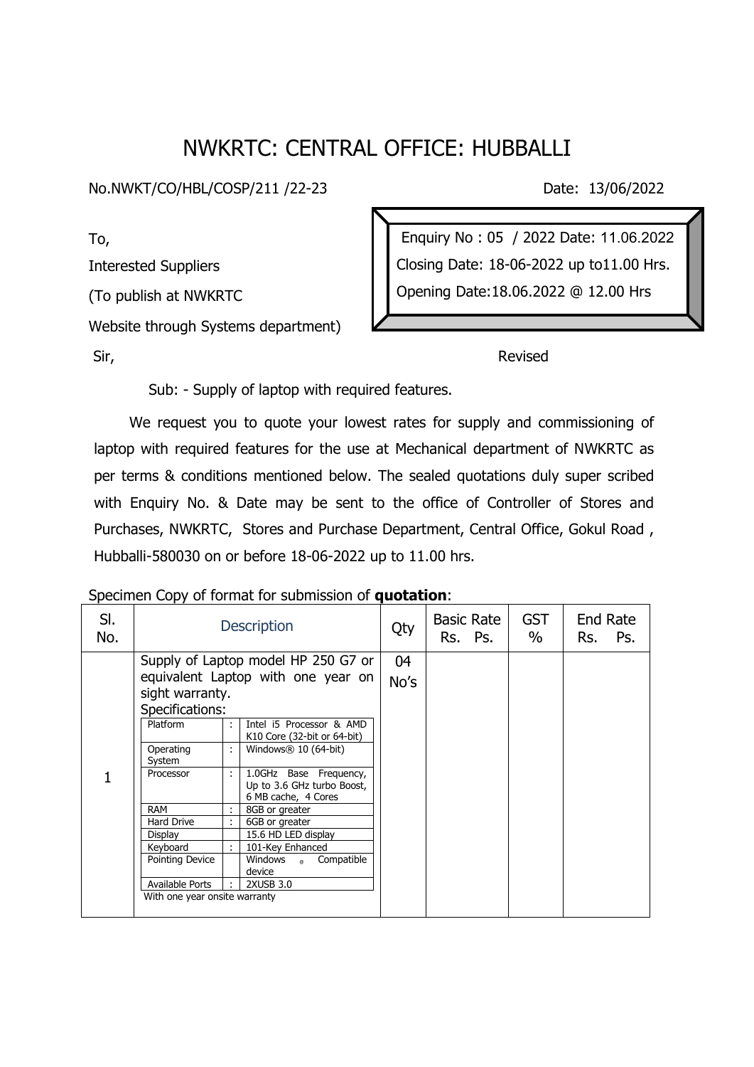# NWKRTC: CENTRAL OFFICE: HUBBALLI

No.NWKT/CO/HBL/COSP/211 /22-23 Date: 13/06/2022

To,

Interested Suppliers

(To publish at NWKRTC

Website through Systems department)

> Enquiry No : 05 / 2022 Date: 11.06.2022
> Closing Date: 18-06-2022 up to11.00 Hrs.
> Opening Date:18.06.2022 @ 12.00 Hrs

Sir, Revised

Sub: - Supply of laptop with required features.

We request you to quote your lowest rates for supply and commissioning of laptop with required features for the use at Mechanical department of NWKRTC as per terms & conditions mentioned below. The sealed quotations duly super scribed with Enquiry No. & Date may be sent to the office of Controller of Stores and Purchases, NWKRTC, Stores and Purchase Department, Central Office, Gokul Road , Hubballi-580030 on or before 18-06-2022 up to 11.00 hrs.

Specimen Copy of format for submission of **quotation**:

| Sl. No. | Description | Qty | Basic Rate Rs. Ps. | GST % | End Rate Rs. Ps. |
|---|---|---|---|---|---|
| 1 | Supply of Laptop model HP 250 G7 or equivalent Laptop with one year on sight warranty.<br>Specifications:<br>Platform : Intel i5 Processor & AMD K10 Core (32-bit or 64-bit)<br>Operating System : Windows® 10 (64-bit)<br>Processor : 1.0GHz Base Frequency, Up to 3.6 GHz turbo Boost, 6 MB cache, 4 Cores<br>RAM : 8GB or greater<br>Hard Drive : 6GB or greater<br>Display 15.6 HD LED display<br>Keyboard : 101-Key Enhanced<br>Pointing Device Windows ® Compatible device<br>Available Ports : 2XUSB 3.0<br>With one year onsite warranty | 04 No's | | | |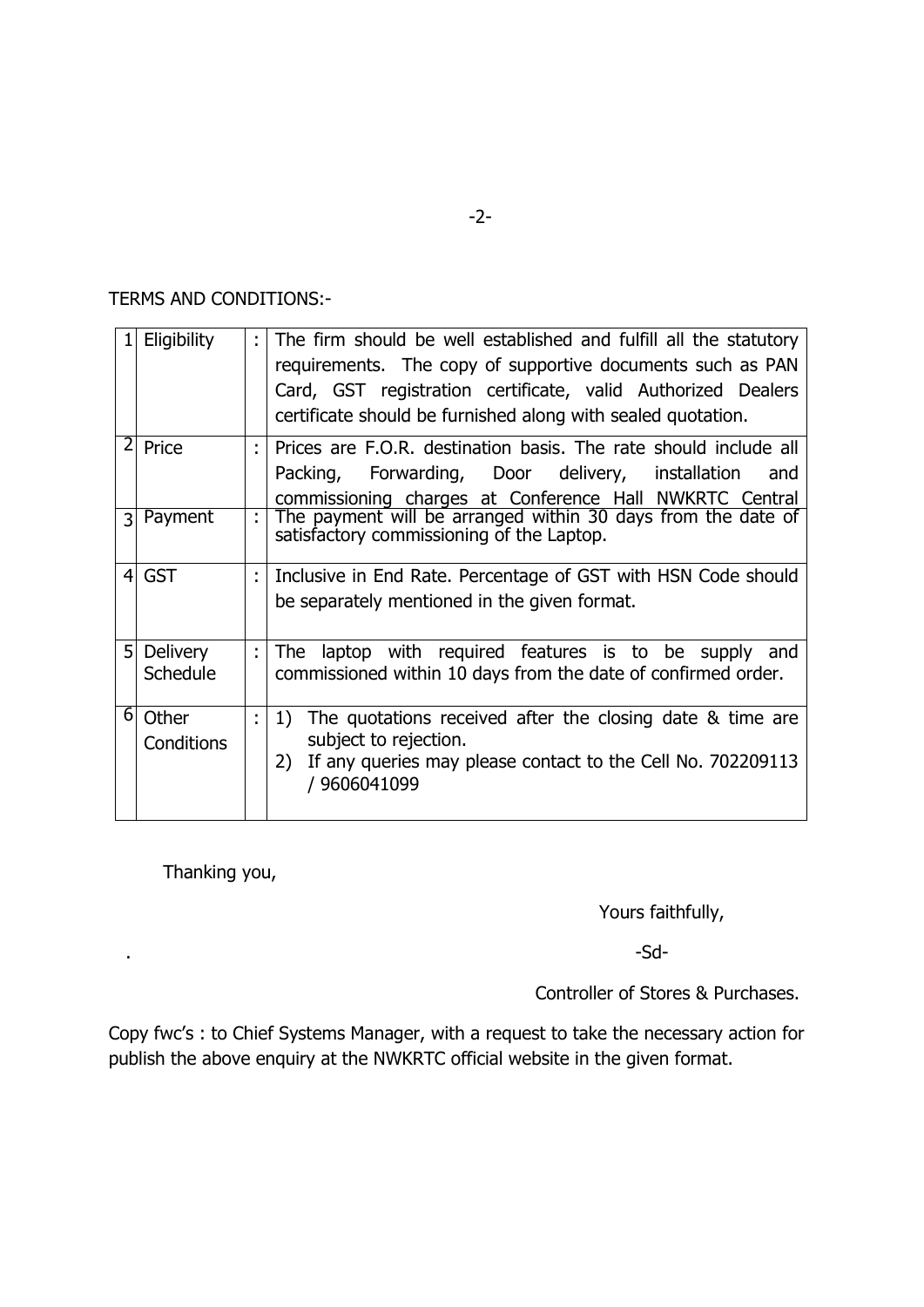TERMS AND CONDITIONS:-

| | | | |
|---|---|---|---|
| 1 | Eligibility | : | The firm should be well established and fulfill all the statutory requirements. The copy of supportive documents such as PAN Card, GST registration certificate, valid Authorized Dealers certificate should be furnished along with sealed quotation. |
| 2 | Price | : | Prices are F.O.R. destination basis. The rate should include all Packing, Forwarding, Door delivery, installation and commissioning charges at Conference Hall NWKRTC Central |
| 3 | Payment | : | The payment will be arranged within 30 days from the date of satisfactory commissioning of the Laptop. |
| 4 | GST | : | Inclusive in End Rate. Percentage of GST with HSN Code should be separately mentioned in the given format. |
| 5 | Delivery Schedule | : | The laptop with required features is to be supply and commissioned within 10 days from the date of confirmed order. |
| 6 | Other Conditions | : | 1) The quotations received after the closing date & time are subject to rejection.<br>2) If any queries may please contact to the Cell No. 702209113 / 9606041099 |

Thanking you,

Yours faithfully,

.                                                                                    -Sd-

Controller of Stores & Purchases.

Copy fwc's : to Chief Systems Manager, with a request to take the necessary action for publish the above enquiry at the NWKRTC official website in the given format.